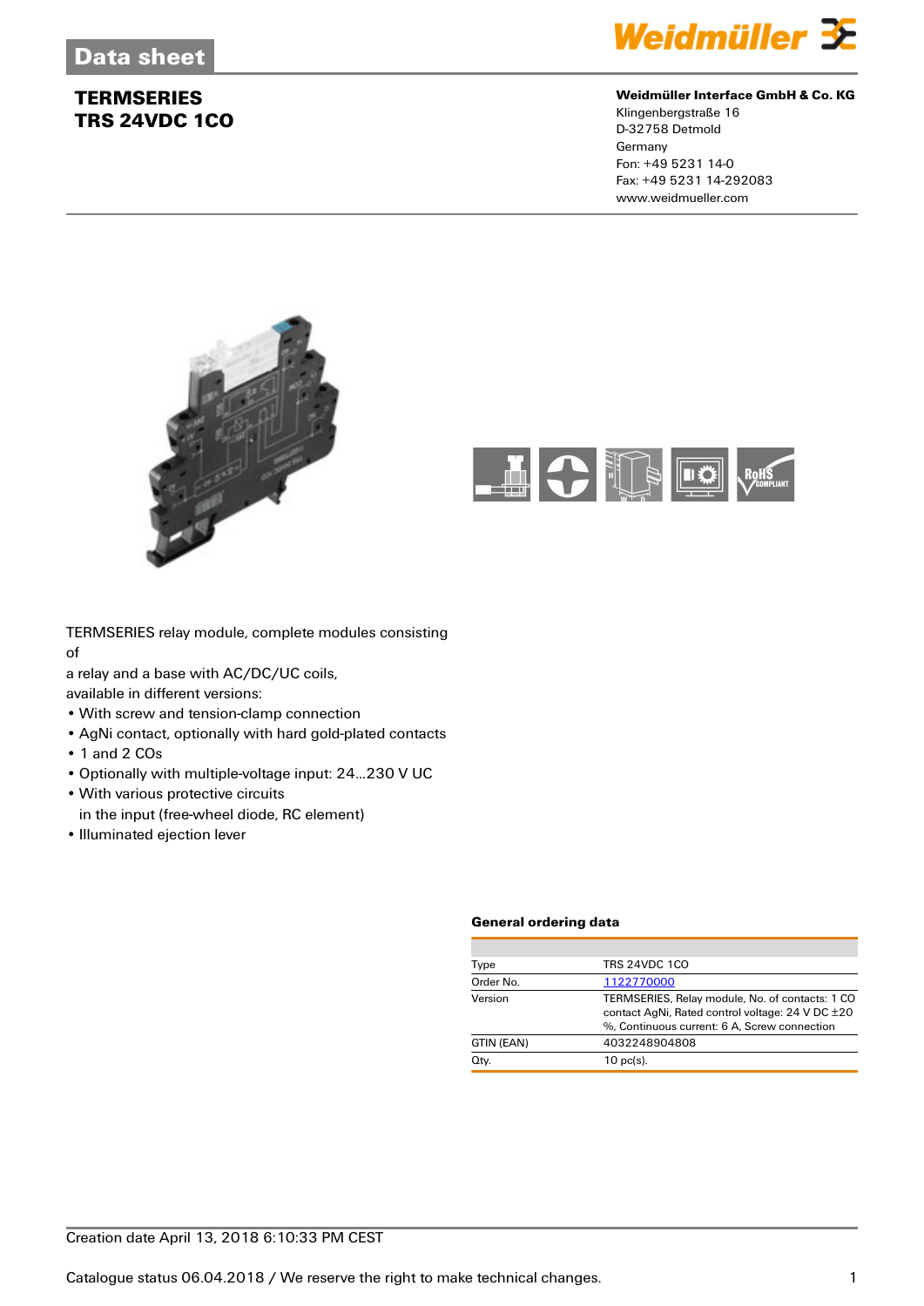# Data sheet

## TERMSERIES
## TRS 24VDC 1CO

**Weidmüller Interface GmbH & Co. KG**
Klingenbergstraße 16
D-32758 Detmold
Germany
Fon: +49 5231 14-0
Fax: +49 5231 14-292083
www.weidmueller.com

TERMSERIES relay module, complete modules consisting of
a relay and a base with AC/DC/UC coils,
available in different versions:

- With screw and tension-clamp connection
- AgNi contact, optionally with hard gold-plated contacts
- 1 and 2 COs
- Optionally with multiple-voltage input: 24...230 V UC
- With various protective circuits in the input (free-wheel diode, RC element)
- Illuminated ejection lever

### General ordering data

| | |
|---|---|
| Type | TRS 24VDC 1CO |
| Order No. | 1122770000 |
| Version | TERMSERIES, Relay module, No. of contacts: 1 CO contact AgNi, Rated control voltage: 24 V DC ±20 %, Continuous current: 6 A, Screw connection |
| GTIN (EAN) | 4032248904808 |
| Qty. | 10 pc(s). |

Creation date April 13, 2018 6:10:33 PM CEST

Catalogue status 06.04.2018 / We reserve the right to make technical changes.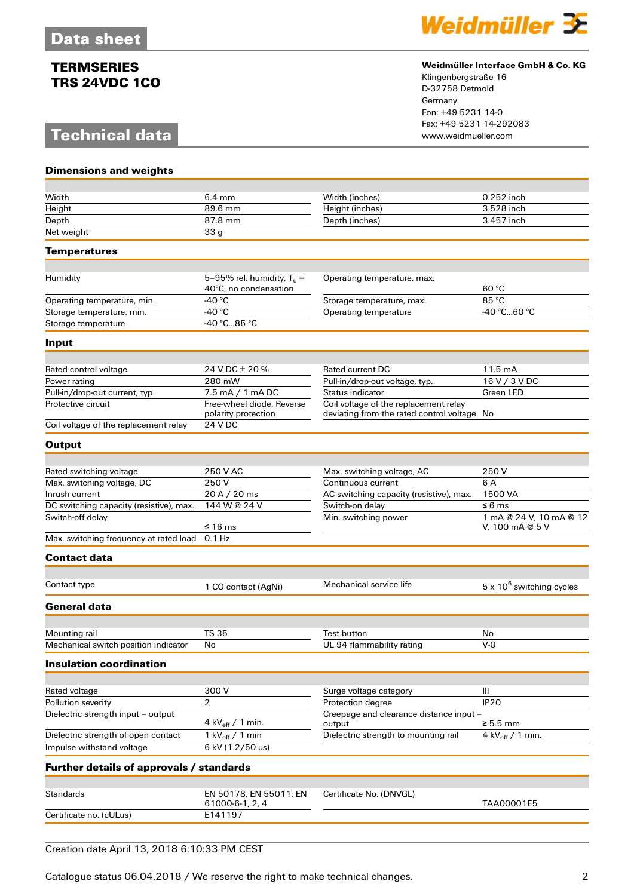Data sheet

# TERMSERIES
# TRS 24VDC 1CO

**Weidmüller Interface GmbH & Co. KG**
Klingenbergstraße 16
D-32758 Detmold
Germany
Fon: +49 5231 14-0
Fax: +49 5231 14-292083
www.weidmueller.com

## Technical data

### Dimensions and weights

| | | | |
|---|---|---|---|
| Width | 6.4 mm | Width (inches) | 0.252 inch |
| Height | 89.6 mm | Height (inches) | 3.528 inch |
| Depth | 87.8 mm | Depth (inches) | 3.457 inch |
| Net weight | 33 g | | |

### Temperatures

| | | | |
|---|---|---|---|
| Humidity | 5–95% rel. humidity, $T_u$ = 40°C, no condensation | Operating temperature, max. | 60 °C |
| Operating temperature, min. | -40 °C | Storage temperature, max. | 85 °C |
| Storage temperature, min. | -40 °C | Operating temperature | -40 °C...60 °C |
| Storage temperature | -40 °C...85 °C | | |

### Input

| | | | |
|---|---|---|---|
| Rated control voltage | 24 V DC ± 20 % | Rated current DC | 11.5 mA |
| Power rating | 280 mW | Pull-in/drop-out voltage, typ. | 16 V / 3 V DC |
| Pull-in/drop-out current, typ. | 7.5 mA / 1 mA DC | Status indicator | Green LED |
| Protective circuit | Free-wheel diode, Reverse polarity protection | Coil voltage of the replacement relay deviating from the rated control voltage | No |
| Coil voltage of the replacement relay | 24 V DC | | |

### Output

| | | | |
|---|---|---|---|
| Rated switching voltage | 250 V AC | Max. switching voltage, AC | 250 V |
| Max. switching voltage, DC | 250 V | Continuous current | 6 A |
| Inrush current | 20 A / 20 ms | AC switching capacity (resistive), max. | 1500 VA |
| DC switching capacity (resistive), max. | 144 W @ 24 V | Switch-on delay | ≤ 6 ms |
| Switch-off delay | ≤ 16 ms | Min. switching power | 1 mA @ 24 V, 10 mA @ 12 V, 100 mA @ 5 V |
| Max. switching frequency at rated load | 0.1 Hz | | |

### Contact data

| | | | |
|---|---|---|---|
| Contact type | 1 CO contact (AgNi) | Mechanical service life | 5 x $10^6$ switching cycles |

### General data

| | | | |
|---|---|---|---|
| Mounting rail | TS 35 | Test button | No |
| Mechanical switch position indicator | No | UL 94 flammability rating | V-0 |

### Insulation coordination

| | | | |
|---|---|---|---|
| Rated voltage | 300 V | Surge voltage category | III |
| Pollution severity | 2 | Protection degree | IP20 |
| Dielectric strength input – output | 4 $kV_{eff}$ / 1 min. | Creepage and clearance distance input – output | ≥ 5.5 mm |
| Dielectric strength of open contact | 1 $kV_{eff}$ / 1 min | Dielectric strength to mounting rail | 4 $kV_{eff}$ / 1 min. |
| Impulse withstand voltage | 6 kV (1.2/50 µs) | | |

### Further details of approvals / standards

| | | | |
|---|---|---|---|
| Standards | EN 50178, EN 55011, EN 61000-6-1, 2, 4 | Certificate No. (DNVGL) | TAA00001E5 |
| Certificate no. (cULus) | E141197 | | |

Creation date April 13, 2018 6:10:33 PM CEST

Catalogue status 06.04.2018 / We reserve the right to make technical changes.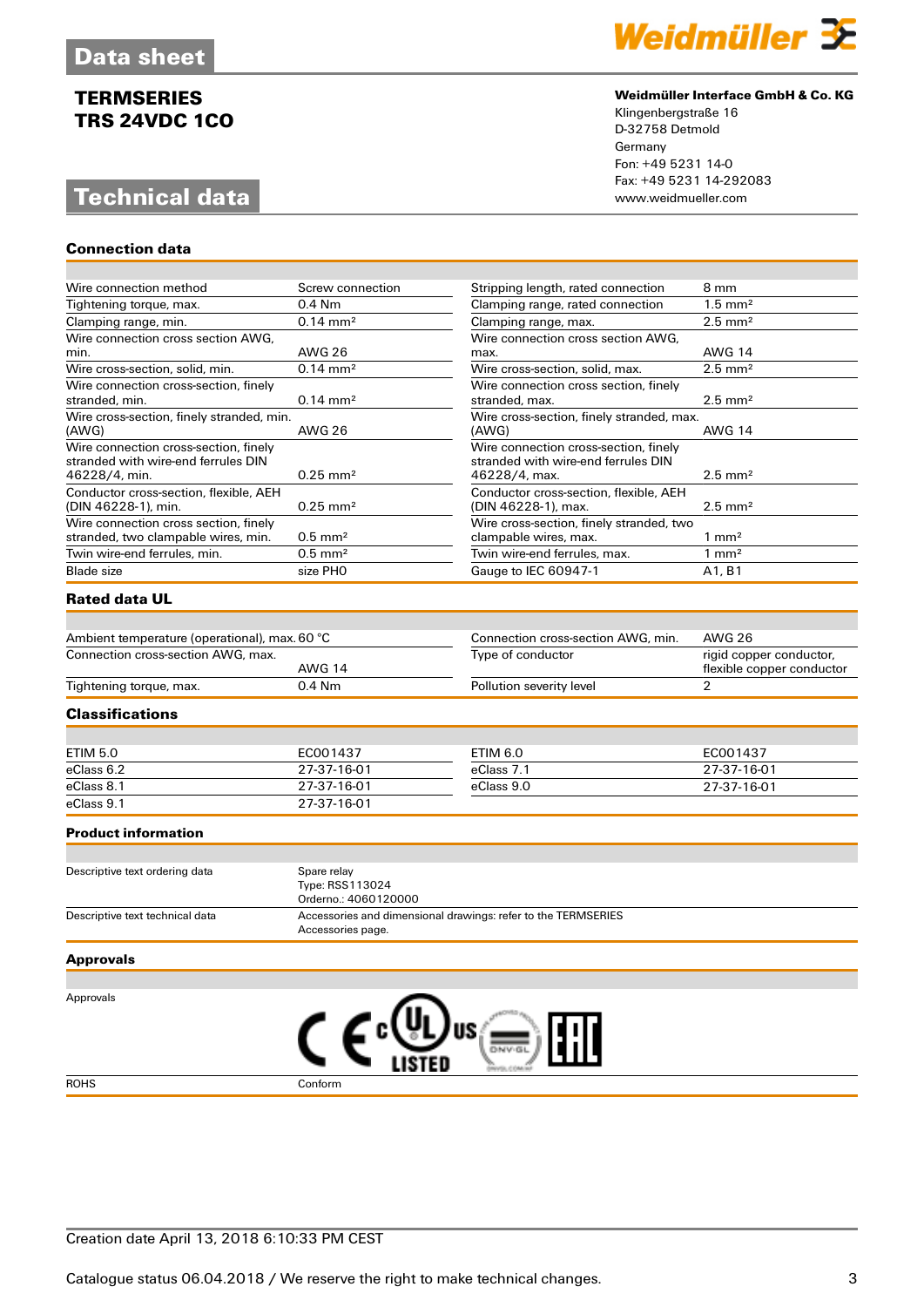# Data sheet

## TERMSERIES
## TRS 24VDC 1CO

**Weidmüller Interface GmbH & Co. KG**
Klingenbergstraße 16
D-32758 Detmold
Germany
Fon: +49 5231 14-0
Fax: +49 5231 14-292083
www.weidmueller.com

# Technical data

### Connection data

| | | | |
|---|---|---|---|
| Wire connection method | Screw connection | Stripping length, rated connection | 8 mm |
| Tightening torque, max. | 0.4 Nm | Clamping range, rated connection | 1.5 mm² |
| Clamping range, min. | 0.14 mm² | Clamping range, max. | 2.5 mm² |
| Wire connection cross section AWG, min. | AWG 26 | Wire connection cross section AWG, max. | AWG 14 |
| Wire cross-section, solid, min. | 0.14 mm² | Wire cross-section, solid, max. | 2.5 mm² |
| Wire connection cross-section, finely stranded, min. | 0.14 mm² | Wire connection cross section, finely stranded, max. | 2.5 mm² |
| Wire cross-section, finely stranded, min. (AWG) | AWG 26 | Wire cross-section, finely stranded, max. (AWG) | AWG 14 |
| Wire connection cross-section, finely stranded with wire-end ferrules DIN 46228/4, min. | 0.25 mm² | Wire connection cross-section, finely stranded with wire-end ferrules DIN 46228/4, max. | 2.5 mm² |
| Conductor cross-section, flexible, AEH (DIN 46228-1), min. | 0.25 mm² | Conductor cross-section, flexible, AEH (DIN 46228-1), max. | 2.5 mm² |
| Wire connection cross section, finely stranded, two clampable wires, min. | 0.5 mm² | Wire cross-section, finely stranded, two clampable wires, max. | 1 mm² |
| Twin wire-end ferrules, min. | 0.5 mm² | Twin wire-end ferrules, max. | 1 mm² |
| Blade size | size PH0 | Gauge to IEC 60947-1 | A1, B1 |

### Rated data UL

| | | | |
|---|---|---|---|
| Ambient temperature (operational), max. | 60 °C | Connection cross-section AWG, min. | AWG 26 |
| Connection cross-section AWG, max. | AWG 14 | Type of conductor | rigid copper conductor, flexible copper conductor |
| Tightening torque, max. | 0.4 Nm | Pollution severity level | 2 |

### Classifications

| | | | |
|---|---|---|---|
| ETIM 5.0 | EC001437 | ETIM 6.0 | EC001437 |
| eClass 6.2 | 27-37-16-01 | eClass 7.1 | 27-37-16-01 |
| eClass 8.1 | 27-37-16-01 | eClass 9.0 | 27-37-16-01 |
| eClass 9.1 | 27-37-16-01 | | |

### Product information

| | |
|---|---|
| Descriptive text ordering data | Spare relay<br>Type: RSS113024<br>Orderno.: 4060120000 |
| Descriptive text technical data | Accessories and dimensional drawings: refer to the TERMSERIES Accessories page. |

### Approvals

| | |
|---|---|
| Approvals | CE, cULus LISTED, DNV·GL, EAC |
| ROHS | Conform |

Creation date April 13, 2018 6:10:33 PM CEST

Catalogue status 06.04.2018 / We reserve the right to make technical changes.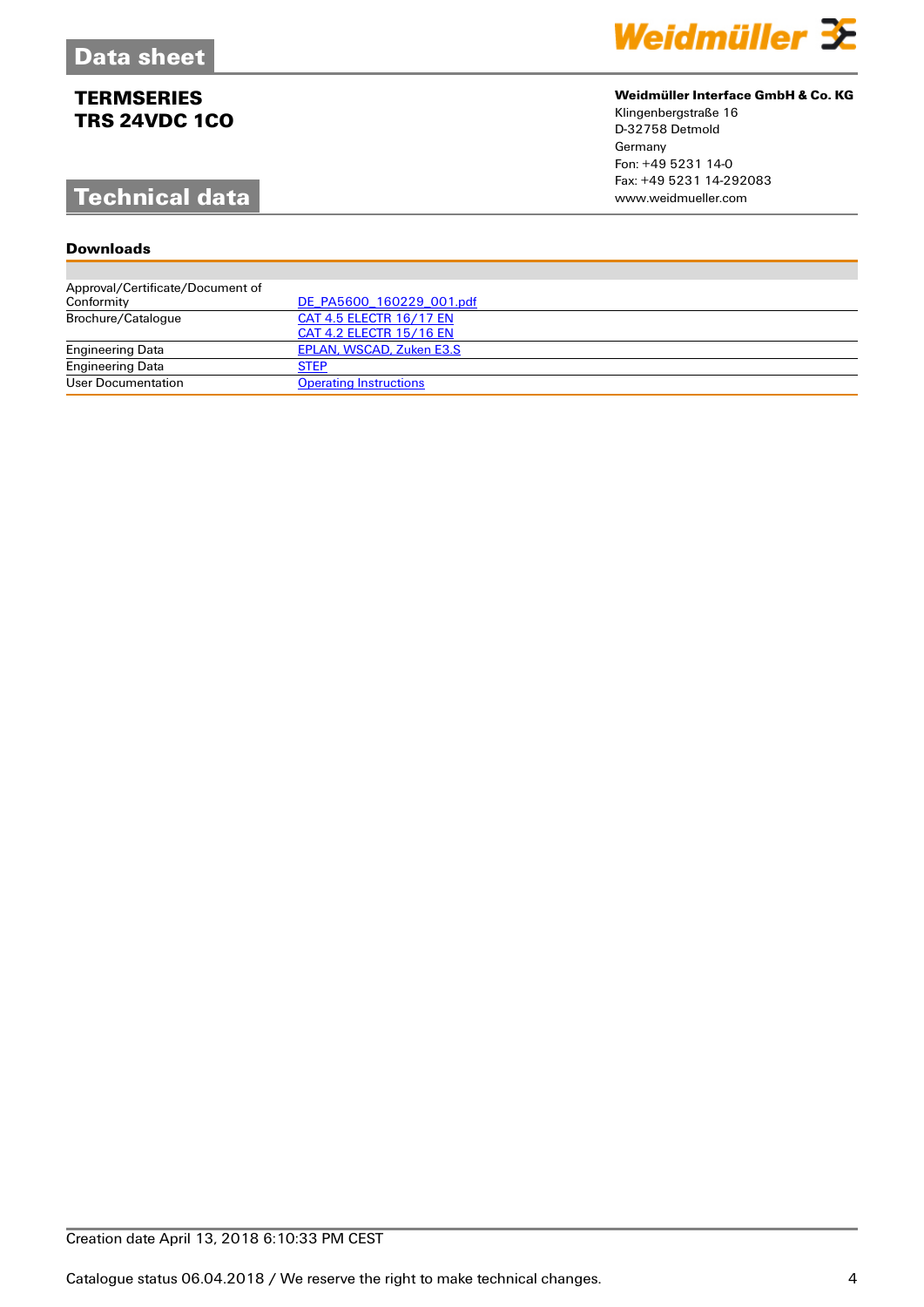# Data sheet

**TERMSERIES**
**TRS 24VDC 1CO**

**Weidmüller Interface GmbH & Co. KG**
Klingenbergstraße 16
D-32758 Detmold
Germany
Fon: +49 5231 14-0
Fax: +49 5231 14-292083
www.weidmueller.com

## Technical data

### Downloads

| | |
|---|---|
| Approval/Certificate/Document of Conformity | DE_PA5600_160229_001.pdf |
| Brochure/Catalogue | CAT 4.5 ELECTR 16/17 EN<br>CAT 4.2 ELECTR 15/16 EN |
| Engineering Data | EPLAN, WSCAD, Zuken E3.S |
| Engineering Data | STEP |
| User Documentation | Operating Instructions |

Creation date April 13, 2018 6:10:33 PM CEST

Catalogue status 06.04.2018 / We reserve the right to make technical changes.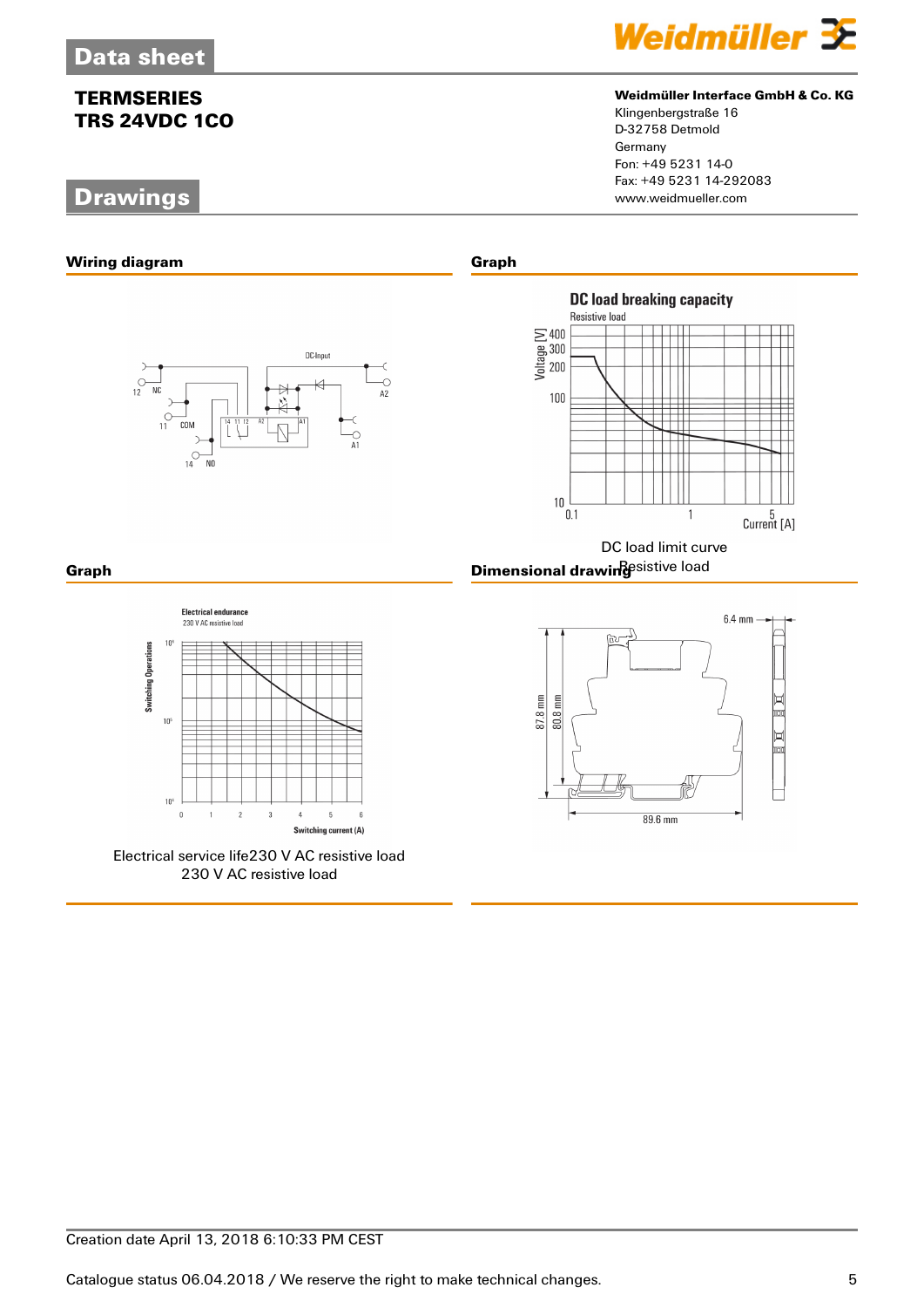## Data sheet

**TERMSERIES**
**TRS 24VDC 1CO**

**Weidmüller Interface GmbH & Co. KG**
Klingenbergstraße 16
D-32758 Detmold
Germany
Fon: +49 5231 14-0
Fax: +49 5231 14-292083
www.weidmueller.com

## Drawings

### Wiring diagram

### Graph

DC load limit curve
Resistive load

### Graph

Electrical service life230 V AC resistive load
230 V AC resistive load

### Dimensional drawing

Creation date April 13, 2018 6:10:33 PM CEST

Catalogue status 06.04.2018 / We reserve the right to make technical changes.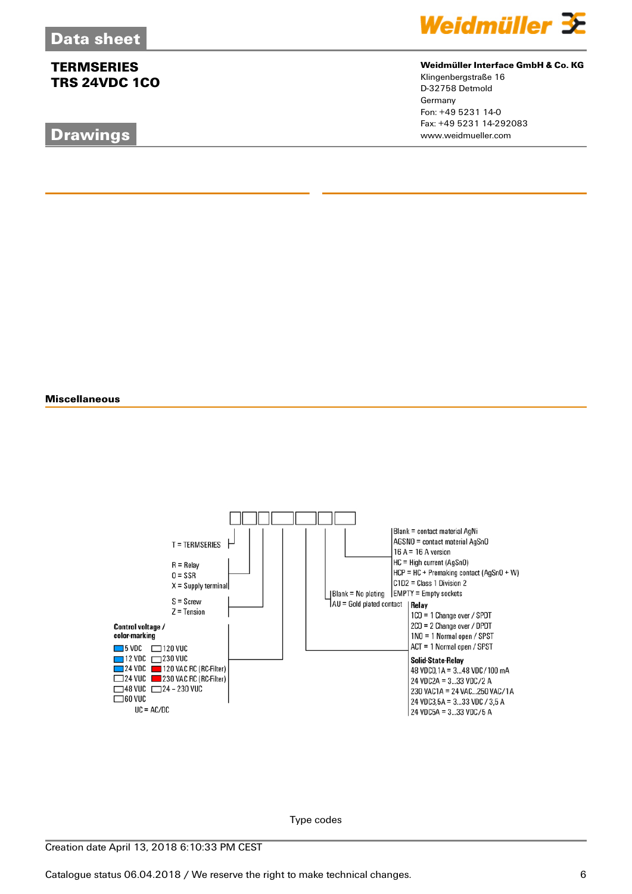# TERMSERIES
# TRS 24VDC 1CO

Weidmüller Interface GmbH & Co. KG
Klingenbergstraße 16
D-32758 Detmold
Germany
Fon: +49 5231 14-0
Fax: +49 5231 14-292083
www.weidmueller.com

## Drawings

### Miscellaneous

T = TERMSERIES

R = Relay
O = SSR
X = Supply terminal

S = Screw
Z = Tension

Control voltage / color-marking

5 VDC
12 VDC
24 VDC
24 VUC
48 VUC
60 VUC
120 VUC
230 VUC
120 VAC RC (RC-Filter)
230 VAC RC (RC-Filter)
24 – 230 VUC

UC = AC/DC

Blank = No plating
AU = Gold plated contact

Blank = contact material AgNi
AGSNO = contact material AgSnO
16 A = 16 A version
HC = High current (AgSnO)
HCP = HC + Premaking contact (AgSnO + W)
C1D2 = Class 1 Division 2
EMPTY = Empty sockets

**Relay**
1CO = 1 Change over / SPDT
2CO = 2 Change over / DPDT
1NO = 1 Normal open / SPST
ACT = 1 Normal open / SPST

**Solid-State-Relay**
48 VDC0,1A = 3...48 VDC / 100 mA
24 VDC2A = 3...33 VDC/2 A
230 VAC1A = 24 VAC...250 VAC/1A
24 VDC3,5A = 3...33 VDC / 3,5 A
24 VDC5A = 3...33 VDC/5 A

Type codes

Creation date April 13, 2018 6:10:33 PM CEST

Catalogue status 06.04.2018 / We reserve the right to make technical changes.